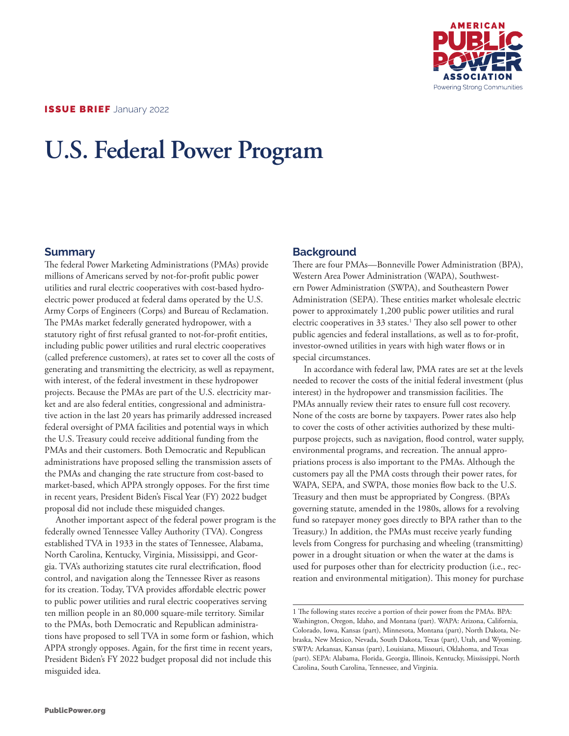**ISSUE BRIEF** January 2022

# U.S. Federal Power Program

## Summary

The federal Power Marketing Administrations (PMAs) provide millions of Americans served by not-for-profit public power utilities and rural electric cooperatives with cost-based hydroelectric power produced at federal dams operated by the U.S. Army Corps of Engineers (Corps) and Bureau of Reclamation. The PMAs market federally generated hydropower, with a statutory right of first refusal granted to not-for-profit entities, including public power utilities and rural electric cooperatives (called preference customers), at rates set to cover all the costs of generating and transmitting the electricity, as well as repayment, with interest, of the federal investment in these hydropower projects. Because the PMAs are part of the U.S. electricity market and are also federal entities, congressional and administrative action in the last 20 years has primarily addressed increased federal oversight of PMA facilities and potential ways in which the U.S. Treasury could receive additional funding from the PMAs and their customers. Both Democratic and Republican administrations have proposed selling the transmission assets of the PMAs and changing the rate structure from cost-based to market-based, which APPA strongly opposes. For the first time in recent years, President Biden's Fiscal Year (FY) 2022 budget proposal did not include these misguided changes.

Another important aspect of the federal power program is the federally owned Tennessee Valley Authority (TVA). Congress established TVA in 1933 in the states of Tennessee, Alabama, North Carolina, Kentucky, Virginia, Mississippi, and Georgia. TVA's authorizing statutes cite rural electrification, flood control, and navigation along the Tennessee River as reasons for its creation. Today, TVA provides affordable electric power to public power utilities and rural electric cooperatives serving ten million people in an 80,000 square-mile territory. Similar to the PMAs, both Democratic and Republican administrations have proposed to sell TVA in some form or fashion, which APPA strongly opposes. Again, for the first time in recent years, President Biden's FY 2022 budget proposal did not include this misguided idea.

## Background

There are four PMAs—Bonneville Power Administration (BPA), Western Area Power Administration (WAPA), Southwestern Power Administration (SWPA), and Southeastern Power Administration (SEPA). These entities market wholesale electric power to approximately 1,200 public power utilities and rural electric cooperatives in 33 states.[1] They also sell power to other public agencies and federal installations, as well as to for-profit, investor-owned utilities in years with high water flows or in special circumstances.

In accordance with federal law, PMA rates are set at the levels needed to recover the costs of the initial federal investment (plus interest) in the hydropower and transmission facilities. The PMAs annually review their rates to ensure full cost recovery. None of the costs are borne by taxpayers. Power rates also help to cover the costs of other activities authorized by these multipurpose projects, such as navigation, flood control, water supply, environmental programs, and recreation. The annual appropriations process is also important to the PMAs. Although the customers pay all the PMA costs through their power rates, for WAPA, SEPA, and SWPA, those monies flow back to the U.S. Treasury and then must be appropriated by Congress. (BPA's governing statute, amended in the 1980s, allows for a revolving fund so ratepayer money goes directly to BPA rather than to the Treasury.) In addition, the PMAs must receive yearly funding levels from Congress for purchasing and wheeling (transmitting) power in a drought situation or when the water at the dams is used for purposes other than for electricity production (i.e., recreation and environmental mitigation). This money for purchase

[1] The following states receive a portion of their power from the PMAs. BPA: Washington, Oregon, Idaho, and Montana (part). WAPA: Arizona, California, Colorado, Iowa, Kansas (part), Minnesota, Montana (part), North Dakota, Nebraska, New Mexico, Nevada, South Dakota, Texas (part), Utah, and Wyoming. SWPA: Arkansas, Kansas (part), Louisiana, Missouri, Oklahoma, and Texas (part). SEPA: Alabama, Florida, Georgia, Illinois, Kentucky, Mississippi, North Carolina, South Carolina, Tennessee, and Virginia.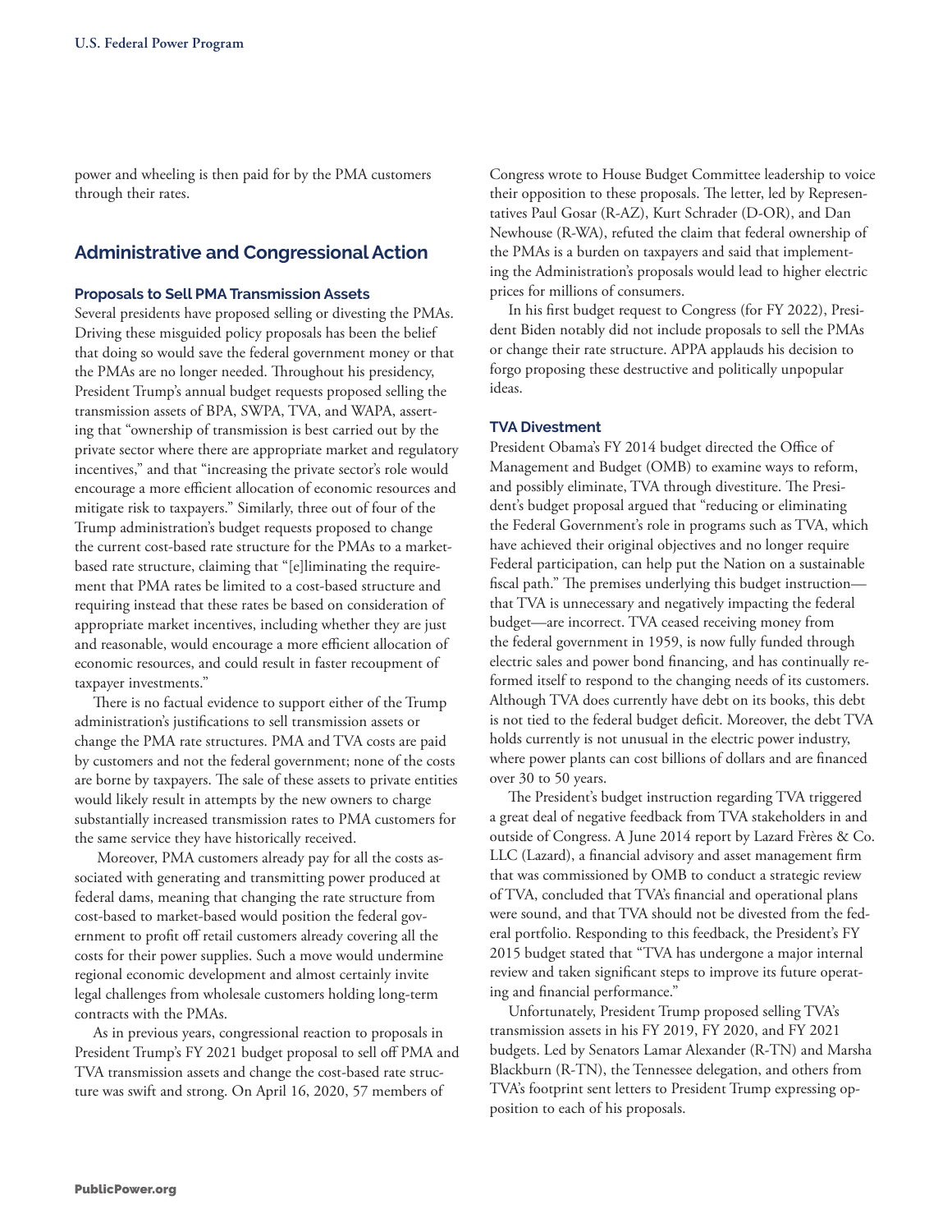power and wheeling is then paid for by the PMA customers through their rates.

## Administrative and Congressional Action

### Proposals to Sell PMA Transmission Assets

Several presidents have proposed selling or divesting the PMAs. Driving these misguided policy proposals has been the belief that doing so would save the federal government money or that the PMAs are no longer needed. Throughout his presidency, President Trump's annual budget requests proposed selling the transmission assets of BPA, SWPA, TVA, and WAPA, asserting that "ownership of transmission is best carried out by the private sector where there are appropriate market and regulatory incentives," and that "increasing the private sector's role would encourage a more efficient allocation of economic resources and mitigate risk to taxpayers." Similarly, three out of four of the Trump administration's budget requests proposed to change the current cost-based rate structure for the PMAs to a market-based rate structure, claiming that "[e]liminating the requirement that PMA rates be limited to a cost-based structure and requiring instead that these rates be based on consideration of appropriate market incentives, including whether they are just and reasonable, would encourage a more efficient allocation of economic resources, and could result in faster recoupment of taxpayer investments."

There is no factual evidence to support either of the Trump administration's justifications to sell transmission assets or change the PMA rate structures. PMA and TVA costs are paid by customers and not the federal government; none of the costs are borne by taxpayers. The sale of these assets to private entities would likely result in attempts by the new owners to charge substantially increased transmission rates to PMA customers for the same service they have historically received.

Moreover, PMA customers already pay for all the costs associated with generating and transmitting power produced at federal dams, meaning that changing the rate structure from cost-based to market-based would position the federal government to profit off retail customers already covering all the costs for their power supplies. Such a move would undermine regional economic development and almost certainly invite legal challenges from wholesale customers holding long-term contracts with the PMAs.

As in previous years, congressional reaction to proposals in President Trump's FY 2021 budget proposal to sell off PMA and TVA transmission assets and change the cost-based rate structure was swift and strong. On April 16, 2020, 57 members of Congress wrote to House Budget Committee leadership to voice their opposition to these proposals. The letter, led by Representatives Paul Gosar (R-AZ), Kurt Schrader (D-OR), and Dan Newhouse (R-WA), refuted the claim that federal ownership of the PMAs is a burden on taxpayers and said that implementing the Administration's proposals would lead to higher electric prices for millions of consumers.

In his first budget request to Congress (for FY 2022), President Biden notably did not include proposals to sell the PMAs or change their rate structure. APPA applauds his decision to forgo proposing these destructive and politically unpopular ideas.

### TVA Divestment

President Obama's FY 2014 budget directed the Office of Management and Budget (OMB) to examine ways to reform, and possibly eliminate, TVA through divestiture. The President's budget proposal argued that "reducing or eliminating the Federal Government's role in programs such as TVA, which have achieved their original objectives and no longer require Federal participation, can help put the Nation on a sustainable fiscal path." The premises underlying this budget instruction—that TVA is unnecessary and negatively impacting the federal budget—are incorrect. TVA ceased receiving money from the federal government in 1959, is now fully funded through electric sales and power bond financing, and has continually reformed itself to respond to the changing needs of its customers. Although TVA does currently have debt on its books, this debt is not tied to the federal budget deficit. Moreover, the debt TVA holds currently is not unusual in the electric power industry, where power plants can cost billions of dollars and are financed over 30 to 50 years.

The President's budget instruction regarding TVA triggered a great deal of negative feedback from TVA stakeholders in and outside of Congress. A June 2014 report by Lazard Frères & Co. LLC (Lazard), a financial advisory and asset management firm that was commissioned by OMB to conduct a strategic review of TVA, concluded that TVA's financial and operational plans were sound, and that TVA should not be divested from the federal portfolio. Responding to this feedback, the President's FY 2015 budget stated that "TVA has undergone a major internal review and taken significant steps to improve its future operating and financial performance."

Unfortunately, President Trump proposed selling TVA's transmission assets in his FY 2019, FY 2020, and FY 2021 budgets. Led by Senators Lamar Alexander (R-TN) and Marsha Blackburn (R-TN), the Tennessee delegation, and others from TVA's footprint sent letters to President Trump expressing opposition to each of his proposals.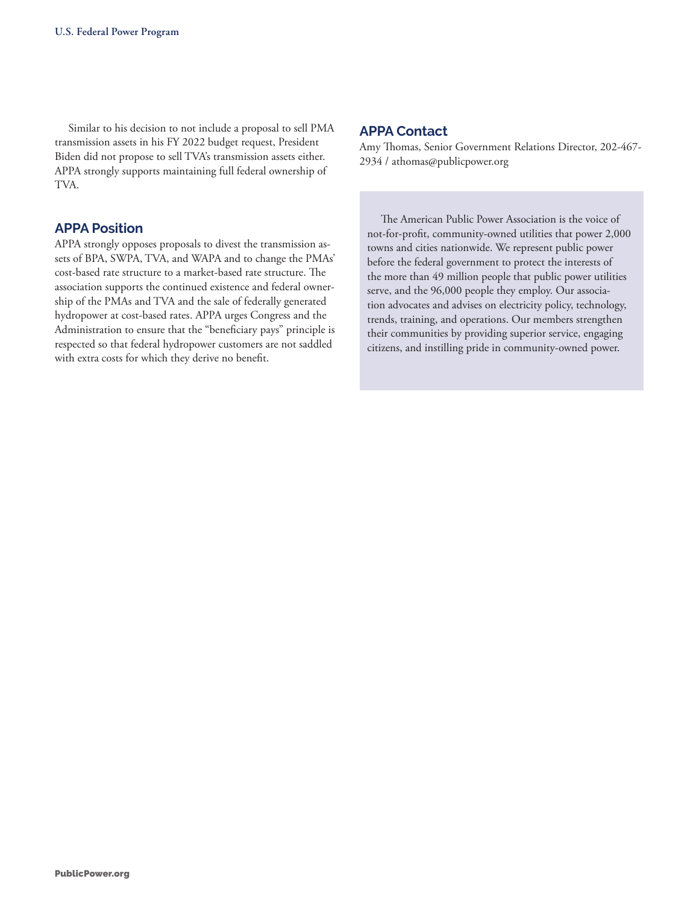Similar to his decision to not include a proposal to sell PMA transmission assets in his FY 2022 budget request, President Biden did not propose to sell TVA's transmission assets either. APPA strongly supports maintaining full federal ownership of TVA.

## APPA Position

APPA strongly opposes proposals to divest the transmission assets of BPA, SWPA, TVA, and WAPA and to change the PMAs' cost-based rate structure to a market-based rate structure. The association supports the continued existence and federal ownership of the PMAs and TVA and the sale of federally generated hydropower at cost-based rates. APPA urges Congress and the Administration to ensure that the "beneficiary pays" principle is respected so that federal hydropower customers are not saddled with extra costs for which they derive no benefit.

## APPA Contact

Amy Thomas, Senior Government Relations Director, 202-467-2934 / athomas@publicpower.org

The American Public Power Association is the voice of not-for-profit, community-owned utilities that power 2,000 towns and cities nationwide. We represent public power before the federal government to protect the interests of the more than 49 million people that public power utilities serve, and the 96,000 people they employ. Our association advocates and advises on electricity policy, technology, trends, training, and operations. Our members strengthen their communities by providing superior service, engaging citizens, and instilling pride in community-owned power.